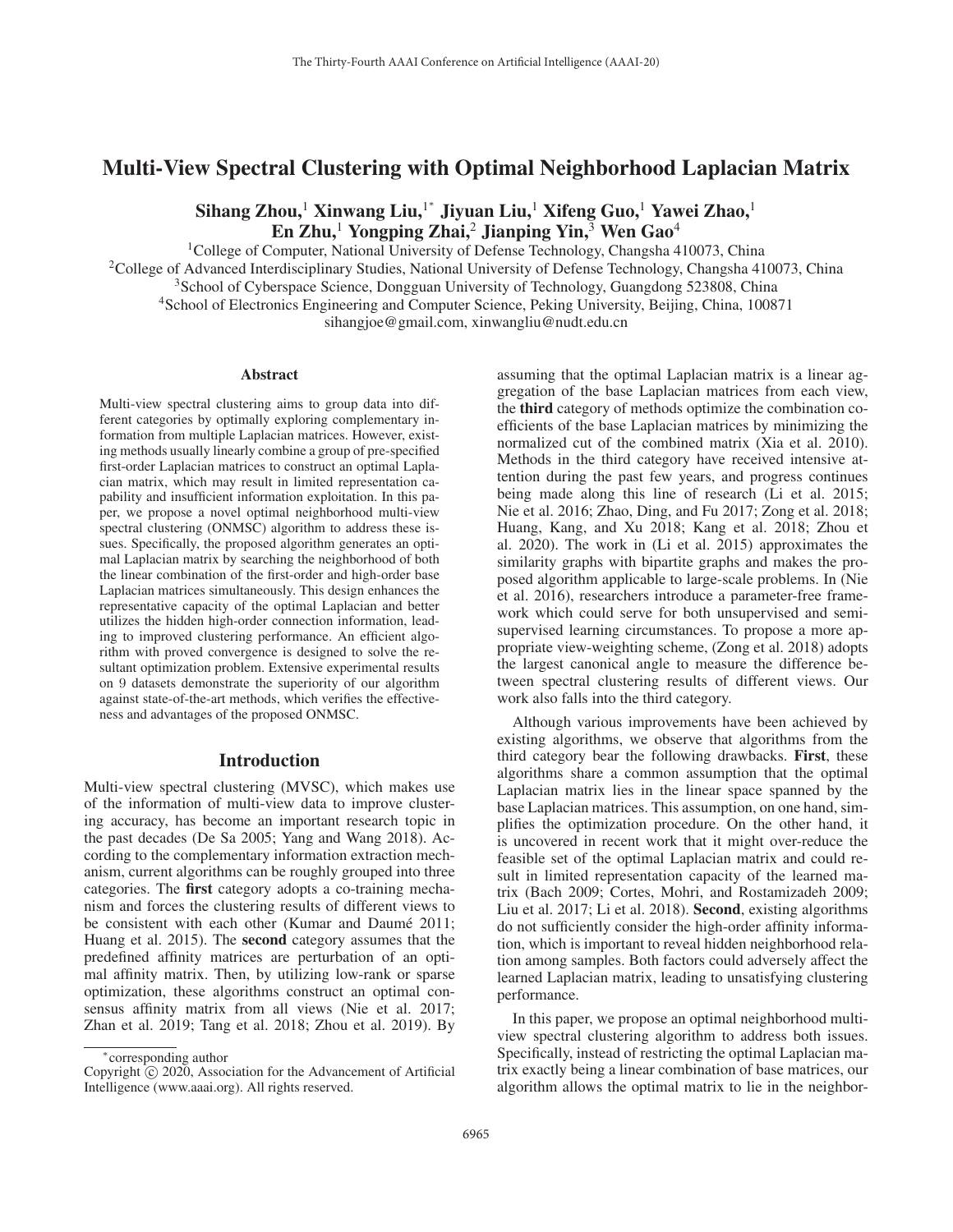# Multi-View Spectral Clustering with Optimal Neighborhood Laplacian Matrix

**Sihang Zhou,[1] Xinwang Liu,[1*] Jiyuan Liu,[1] Xifeng Guo,[1] Yawei Zhao,[1] En Zhu,[1] Yongping Zhai,[2] Jianping Yin,[3] Wen Gao[4]**

[1]College of Computer, National University of Defense Technology, Changsha 410073, China
[2]College of Advanced Interdisciplinary Studies, National University of Defense Technology, Changsha 410073, China
[3]School of Cyberspace Science, Dongguan University of Technology, Guangdong 523808, China
[4]School of Electronics Engineering and Computer Science, Peking University, Beijing, China, 100871
sihangjoe@gmail.com, xinwangliu@nudt.edu.cn

## Abstract

Multi-view spectral clustering aims to group data into different categories by optimally exploring complementary information from multiple Laplacian matrices. However, existing methods usually linearly combine a group of pre-specified first-order Laplacian matrices to construct an optimal Laplacian matrix, which may result in limited representation capability and insufficient information exploitation. In this paper, we propose a novel optimal neighborhood multi-view spectral clustering (ONMSC) algorithm to address these issues. Specifically, the proposed algorithm generates an optimal Laplacian matrix by searching the neighborhood of both the linear combination of the first-order and high-order base Laplacian matrices simultaneously. This design enhances the representative capacity of the optimal Laplacian and better utilizes the hidden high-order connection information, leading to improved clustering performance. An efficient algorithm with proved convergence is designed to solve the resultant optimization problem. Extensive experimental results on 9 datasets demonstrate the superiority of our algorithm against state-of-the-art methods, which verifies the effectiveness and advantages of the proposed ONMSC.

## Introduction

Multi-view spectral clustering (MVSC), which makes use of the information of multi-view data to improve clustering accuracy, has become an important research topic in the past decades (De Sa 2005; Yang and Wang 2018). According to the complementary information extraction mechanism, current algorithms can be roughly grouped into three categories. The **first** category adopts a co-training mechanism and forces the clustering results of different views to be consistent with each other (Kumar and Daumé 2011; Huang et al. 2015). The **second** category assumes that the predefined affinity matrices are perturbation of an optimal affinity matrix. Then, by utilizing low-rank or sparse optimization, these algorithms construct an optimal consensus affinity matrix from all views (Nie et al. 2017; Zhan et al. 2019; Tang et al. 2018; Zhou et al. 2019). By assuming that the optimal Laplacian matrix is a linear aggregation of the base Laplacian matrices from each view, the **third** category of methods optimize the combination coefficients of the base Laplacian matrices by minimizing the normalized cut of the combined matrix (Xia et al. 2010). Methods in the third category have received intensive attention during the past few years, and progress continues being made along this line of research (Li et al. 2015; Nie et al. 2016; Zhao, Ding, and Fu 2017; Zong et al. 2018; Huang, Kang, and Xu 2018; Kang et al. 2018; Zhou et al. 2020). The work in (Li et al. 2015) approximates the similarity graphs with bipartite graphs and makes the proposed algorithm applicable to large-scale problems. In (Nie et al. 2016), researchers introduce a parameter-free framework which could serve for both unsupervised and semi-supervised learning circumstances. To propose a more appropriate view-weighting scheme, (Zong et al. 2018) adopts the largest canonical angle to measure the difference between spectral clustering results of different views. Our work also falls into the third category.

Although various improvements have been achieved by existing algorithms, we observe that algorithms from the third category bear the following drawbacks. **First**, these algorithms share a common assumption that the optimal Laplacian matrix lies in the linear space spanned by the base Laplacian matrices. This assumption, on one hand, simplifies the optimization procedure. On the other hand, it is uncovered in recent work that it might over-reduce the feasible set of the optimal Laplacian matrix and could result in limited representation capacity of the learned matrix (Bach 2009; Cortes, Mohri, and Rostamizadeh 2009; Liu et al. 2017; Li et al. 2018). **Second**, existing algorithms do not sufficiently consider the high-order affinity information, which is important to reveal hidden neighborhood relation among samples. Both factors could adversely affect the learned Laplacian matrix, leading to unsatisfying clustering performance.

In this paper, we propose an optimal neighborhood multi-view spectral clustering algorithm to address both issues. Specifically, instead of restricting the optimal Laplacian matrix exactly being a linear combination of base matrices, our algorithm allows the optimal matrix to lie in the neighbor-

*corresponding author
Copyright © 2020, Association for the Advancement of Artificial Intelligence (www.aaai.org). All rights reserved.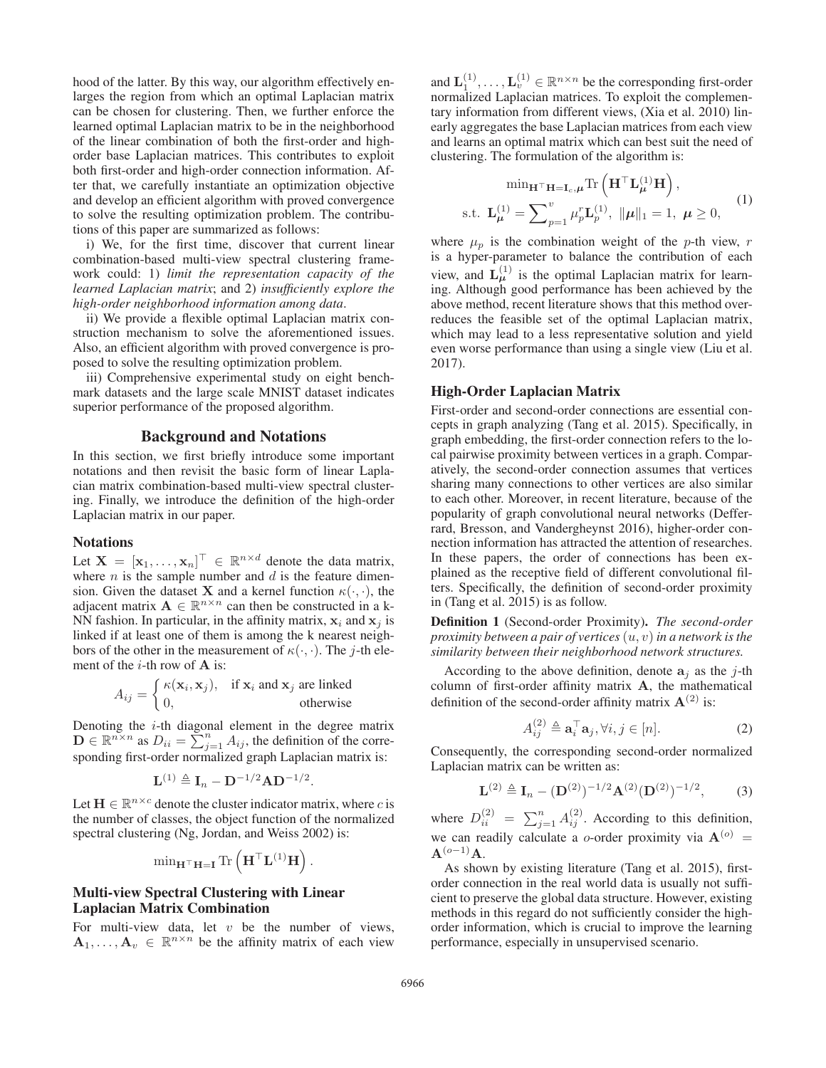hood of the latter. By this way, our algorithm effectively enlarges the region from which an optimal Laplacian matrix can be chosen for clustering. Then, we further enforce the learned optimal Laplacian matrix to be in the neighborhood of the linear combination of both the first-order and high-order base Laplacian matrices. This contributes to exploit both first-order and high-order connection information. After that, we carefully instantiate an optimization objective and develop an efficient algorithm with proved convergence to solve the resulting optimization problem. The contributions of this paper are summarized as follows:

i) We, for the first time, discover that current linear combination-based multi-view spectral clustering framework could: 1) *limit the representation capacity of the learned Laplacian matrix*; and 2) *insufficiently explore the high-order neighborhood information among data*.

ii) We provide a flexible optimal Laplacian matrix construction mechanism to solve the aforementioned issues. Also, an efficient algorithm with proved convergence is proposed to solve the resulting optimization problem.

iii) Comprehensive experimental study on eight benchmark datasets and the large scale MNIST dataset indicates superior performance of the proposed algorithm.

## Background and Notations

In this section, we first briefly introduce some important notations and then revisit the basic form of linear Laplacian matrix combination-based multi-view spectral clustering. Finally, we introduce the definition of the high-order Laplacian matrix in our paper.

### Notations

Let $\mathbf{X} = [\mathbf{x}_1, \ldots, \mathbf{x}_n]^\top \in \mathbb{R}^{n \times d}$ denote the data matrix, where $n$ is the sample number and $d$ is the feature dimension. Given the dataset $\mathbf{X}$ and a kernel function $\kappa(\cdot, \cdot)$, the adjacent matrix $\mathbf{A} \in \mathbb{R}^{n \times n}$ can then be constructed in a k-NN fashion. In particular, in the affinity matrix, $\mathbf{x}_i$ and $\mathbf{x}_j$ is linked if at least one of them is among the k nearest neighbors of the other in the measurement of $\kappa(\cdot, \cdot)$. The $j$-th element of the $i$-th row of $\mathbf{A}$ is:

$$A_{ij} = \begin{cases} \kappa(\mathbf{x}_i, \mathbf{x}_j), & \text{if } \mathbf{x}_i \text{ and } \mathbf{x}_j \text{ are linked} \\ 0, & \text{otherwise} \end{cases}$$

Denoting the $i$-th diagonal element in the degree matrix $\mathbf{D} \in \mathbb{R}^{n \times n}$ as $D_{ii} = \sum_{j=1}^{n} A_{ij}$, the definition of the corresponding first-order normalized graph Laplacian matrix is:

$$\mathbf{L}^{(1)} \triangleq \mathbf{I}_n - \mathbf{D}^{-1/2}\mathbf{A}\mathbf{D}^{-1/2}.$$

Let $\mathbf{H} \in \mathbb{R}^{n \times c}$ denote the cluster indicator matrix, where $c$ is the number of classes, the object function of the normalized spectral clustering (Ng, Jordan, and Weiss 2002) is:

$$\min_{\mathbf{H}^\top \mathbf{H} = \mathbf{I}} \mathrm{Tr}\left(\mathbf{H}^\top \mathbf{L}^{(1)} \mathbf{H}\right).$$

### Multi-view Spectral Clustering with Linear Laplacian Matrix Combination

For multi-view data, let $v$ be the number of views, $\mathbf{A}_1, \ldots, \mathbf{A}_v \in \mathbb{R}^{n \times n}$ be the affinity matrix of each view and $\mathbf{L}_1^{(1)}, \ldots, \mathbf{L}_v^{(1)} \in \mathbb{R}^{n \times n}$ be the corresponding first-order normalized Laplacian matrices. To exploit the complementary information from different views, (Xia et al. 2010) linearly aggregates the base Laplacian matrices from each view and learns an optimal matrix which can best suit the need of clustering. The formulation of the algorithm is:

$$\begin{aligned} &\min_{\mathbf{H}^\top \mathbf{H} = \mathbf{I}_c, \boldsymbol{\mu}} \mathrm{Tr}\left(\mathbf{H}^\top \mathbf{L}_{\boldsymbol{\mu}}^{(1)} \mathbf{H}\right), \\ &\text{s.t. } \mathbf{L}_{\boldsymbol{\mu}}^{(1)} = \sum_{p=1}^{v} \mu_p^r \mathbf{L}_p^{(1)}, \ \|\boldsymbol{\mu}\|_1 = 1, \ \boldsymbol{\mu} \geq 0, \end{aligned} \tag{1}$$

where $\mu_p$ is the combination weight of the $p$-th view, $r$ is a hyper-parameter to balance the contribution of each view, and $\mathbf{L}_{\boldsymbol{\mu}}^{(1)}$ is the optimal Laplacian matrix for learning. Although good performance has been achieved by the above method, recent literature shows that this method over-reduces the feasible set of the optimal Laplacian matrix, which may lead to a less representative solution and yield even worse performance than using a single view (Liu et al. 2017).

### High-Order Laplacian Matrix

First-order and second-order connections are essential concepts in graph analyzing (Tang et al. 2015). Specifically, in graph embedding, the first-order connection refers to the local pairwise proximity between vertices in a graph. Comparatively, the second-order connection assumes that vertices sharing many connections to other vertices are also similar to each other. Moreover, in recent literature, because of the popularity of graph convolutional neural networks (Defferrard, Bresson, and Vandergheynst 2016), higher-order connection information has attracted the attention of researches. In these papers, the order of connections has been explained as the receptive field of different convolutional filters. Specifically, the definition of second-order proximity in (Tang et al. 2015) is as follow.

**Definition 1** (Second-order Proximity). *The second-order proximity between a pair of vertices $(u, v)$ in a network is the similarity between their neighborhood network structures.*

According to the above definition, denote $\mathbf{a}_j$ as the $j$-th column of first-order affinity matrix $\mathbf{A}$, the mathematical definition of the second-order affinity matrix $\mathbf{A}^{(2)}$ is:

$$A_{ij}^{(2)} \triangleq \mathbf{a}_i^\top \mathbf{a}_j, \forall i, j \in [n]. \tag{2}$$

Consequently, the corresponding second-order normalized Laplacian matrix can be written as:

$$\mathbf{L}^{(2)} \triangleq \mathbf{I}_n - (\mathbf{D}^{(2)})^{-1/2}\mathbf{A}^{(2)}(\mathbf{D}^{(2)})^{-1/2}, \tag{3}$$

where $D_{ii}^{(2)} = \sum_{j=1}^{n} A_{ij}^{(2)}$. According to this definition, we can readily calculate a $o$-order proximity via $\mathbf{A}^{(o)} = \mathbf{A}^{(o-1)}\mathbf{A}$.

As shown by existing literature (Tang et al. 2015), first-order connection in the real world data is usually not sufficient to preserve the global data structure. However, existing methods in this regard do not sufficiently consider the high-order information, which is crucial to improve the learning performance, especially in unsupervised scenario.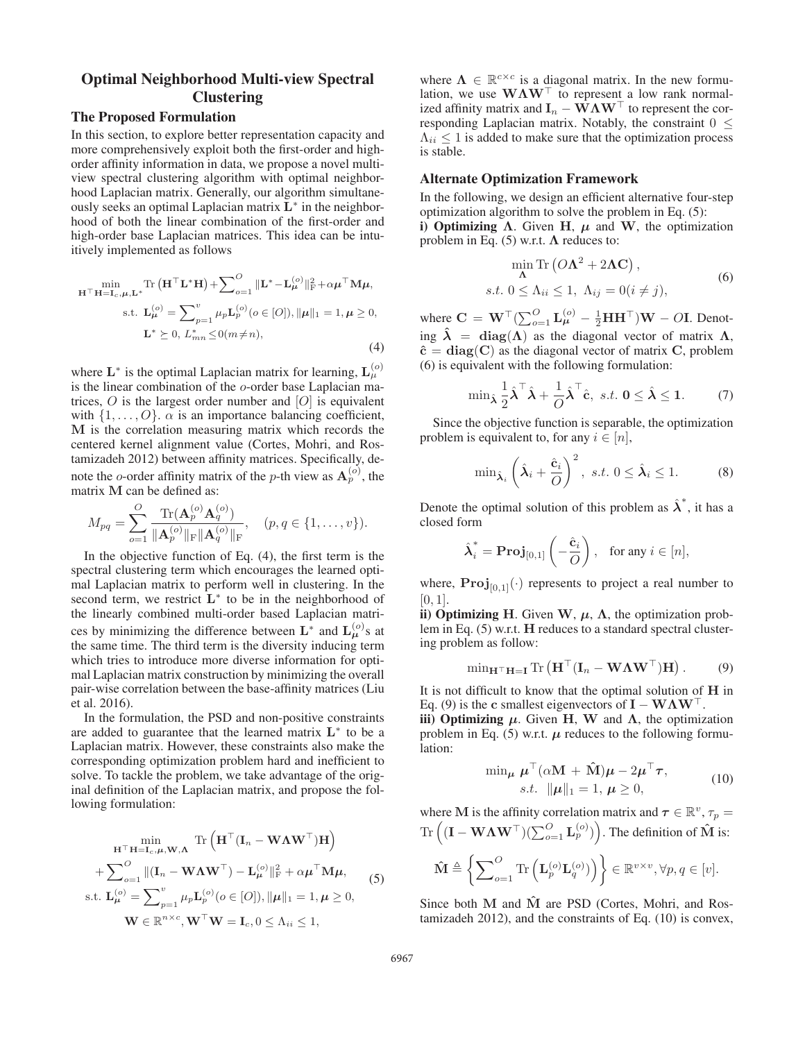## Optimal Neighborhood Multi-view Spectral Clustering

### The Proposed Formulation

In this section, to explore better representation capacity and more comprehensively exploit both the first-order and high-order affinity information in data, we propose a novel multi-view spectral clustering algorithm with optimal neighborhood Laplacian matrix. Generally, our algorithm simultaneously seeks an optimal Laplacian matrix $\mathbf{L}^*$ in the neighborhood of both the linear combination of the first-order and high-order base Laplacian matrices. This idea can be intuitively implemented as follows

$$\begin{aligned}
\min_{\mathbf{H}^\top\mathbf{H}=\mathbf{I}_c,\boldsymbol{\mu},\mathbf{L}^*} & \operatorname{Tr}\left(\mathbf{H}^\top\mathbf{L}^*\mathbf{H}\right)+\sum\nolimits_{o=1}^{O}\|\mathbf{L}^*-\mathbf{L}_{\boldsymbol{\mu}}^{(o)}\|_{\mathrm{F}}^2+\alpha\boldsymbol{\mu}^\top\mathbf{M}\boldsymbol{\mu}, \\
\text{s.t. } & \mathbf{L}_{\boldsymbol{\mu}}^{(o)}=\sum\nolimits_{p=1}^{v}\mu_p\mathbf{L}_p^{(o)}(o\in[O]), \|\boldsymbol{\mu}\|_1=1, \boldsymbol{\mu}\geq 0, \\
& \mathbf{L}^*\succeq 0,\ L_{mn}^*\leq 0(m\neq n),
\end{aligned} \tag{4}$$

where $\mathbf{L}^*$ is the optimal Laplacian matrix for learning, $\mathbf{L}_{\boldsymbol{\mu}}^{(o)}$ is the linear combination of the $o$-order base Laplacian matrices, $O$ is the largest order number and $[O]$ is equivalent with $\{1,\ldots,O\}$. $\alpha$ is an importance balancing coefficient, $\mathbf{M}$ is the correlation measuring matrix which records the centered kernel alignment value (Cortes, Mohri, and Rostamizadeh 2012) between affinity matrices. Specifically, denote the $o$-order affinity matrix of the $p$-th view as $\mathbf{A}_p^{(o)}$, the matrix $\mathbf{M}$ can be defined as:

$$M_{pq}=\sum_{o=1}^{O}\frac{\operatorname{Tr}(\mathbf{A}_p^{(o)}\mathbf{A}_q^{(o)})}{\|\mathbf{A}_p^{(o)}\|_{\mathrm{F}}\|\mathbf{A}_q^{(o)}\|_{\mathrm{F}}},\quad (p,q\in\{1,\ldots,v\}).$$

In the objective function of Eq. (4), the first term is the spectral clustering term which encourages the learned optimal Laplacian matrix to perform well in clustering. In the second term, we restrict $\mathbf{L}^*$ to be in the neighborhood of the linearly combined multi-order based Laplacian matrices by minimizing the difference between $\mathbf{L}^*$ and $\mathbf{L}_{\boldsymbol{\mu}}^{(o)}$s at the same time. The third term is the diversity inducing term which tries to introduce more diverse information for optimal Laplacian matrix construction by minimizing the overall pair-wise correlation between the base-affinity matrices (Liu et al. 2016).

In the formulation, the PSD and non-positive constraints are added to guarantee that the learned matrix $\mathbf{L}^*$ to be a Laplacian matrix. However, these constraints also make the corresponding optimization problem hard and inefficient to solve. To tackle the problem, we take advantage of the original definition of the Laplacian matrix, and propose the following formulation:

$$\begin{aligned}
\min_{\mathbf{H}^\top\mathbf{H}=\mathbf{I}_c,\boldsymbol{\mu},\mathbf{W},\boldsymbol{\Lambda}} & \operatorname{Tr}\left(\mathbf{H}^\top(\mathbf{I}_n-\mathbf{W}\boldsymbol{\Lambda}\mathbf{W}^\top)\mathbf{H}\right) \\
&+\sum\nolimits_{o=1}^{O}\|(\mathbf{I}_n-\mathbf{W}\boldsymbol{\Lambda}\mathbf{W}^\top)-\mathbf{L}_{\boldsymbol{\mu}}^{(o)}\|_{\mathrm{F}}^2+\alpha\boldsymbol{\mu}^\top\mathbf{M}\boldsymbol{\mu}, \\
\text{s.t. } & \mathbf{L}_{\boldsymbol{\mu}}^{(o)}=\sum\nolimits_{p=1}^{v}\mu_p\mathbf{L}_p^{(o)}(o\in[O]), \|\boldsymbol{\mu}\|_1=1, \boldsymbol{\mu}\geq 0, \\
& \mathbf{W}\in\mathbb{R}^{n\times c}, \mathbf{W}^\top\mathbf{W}=\mathbf{I}_c, 0\leq\Lambda_{ii}\leq 1,
\end{aligned} \tag{5}$$

where $\boldsymbol{\Lambda}\in\mathbb{R}^{c\times c}$ is a diagonal matrix. In the new formulation, we use $\mathbf{W}\boldsymbol{\Lambda}\mathbf{W}^\top$ to represent a low rank normalized affinity matrix and $\mathbf{I}_n-\mathbf{W}\boldsymbol{\Lambda}\mathbf{W}^\top$ to represent the corresponding Laplacian matrix. Notably, the constraint $0\leq\Lambda_{ii}\leq 1$ is added to make sure that the optimization process is stable.

### Alternate Optimization Framework

In the following, we design an efficient alternative four-step optimization algorithm to solve the problem in Eq. (5):

**i) Optimizing $\boldsymbol{\Lambda}$.** Given $\mathbf{H}$, $\boldsymbol{\mu}$ and $\mathbf{W}$, the optimization problem in Eq. (5) w.r.t. $\boldsymbol{\Lambda}$ reduces to:

$$\begin{aligned}
&\min_{\boldsymbol{\Lambda}} \operatorname{Tr}\left(O\boldsymbol{\Lambda}^2+2\boldsymbol{\Lambda}\mathbf{C}\right), \\
&s.t.\ 0\leq\Lambda_{ii}\leq 1,\ \Lambda_{ij}=0(i\neq j),
\end{aligned} \tag{6}$$

where $\mathbf{C}=\mathbf{W}^\top(\sum_{o=1}^{O}\mathbf{L}_{\boldsymbol{\mu}}^{(o)}-\frac{1}{2}\mathbf{H}\mathbf{H}^\top)\mathbf{W}-O\mathbf{I}$. Denoting $\hat{\boldsymbol{\lambda}}=\mathbf{diag}(\boldsymbol{\Lambda})$ as the diagonal vector of matrix $\boldsymbol{\Lambda}$, $\hat{\mathbf{c}}=\mathbf{diag}(\mathbf{C})$ as the diagonal vector of matrix $\mathbf{C}$, problem (6) is equivalent with the following formulation:

$$\min_{\hat{\boldsymbol{\lambda}}}\frac{1}{2}\hat{\boldsymbol{\lambda}}^\top\hat{\boldsymbol{\lambda}}+\frac{1}{O}\hat{\boldsymbol{\lambda}}^\top\hat{\mathbf{c}},\ s.t.\ \mathbf{0}\leq\hat{\boldsymbol{\lambda}}\leq\mathbf{1}. \tag{7}$$

Since the objective function is separable, the optimization problem is equivalent to, for any $i\in[n]$,

$$\min_{\hat{\boldsymbol{\lambda}}_i}\left(\hat{\boldsymbol{\lambda}}_i+\frac{\hat{\mathbf{c}}_i}{O}\right)^2,\ s.t.\ 0\leq\hat{\boldsymbol{\lambda}}_i\leq 1. \tag{8}$$

Denote the optimal solution of this problem as $\hat{\boldsymbol{\lambda}}^*$, it has a closed form

$$\hat{\boldsymbol{\lambda}}_i^*=\mathbf{Proj}_{[0,1]}\left(-\frac{\hat{\mathbf{c}}_i}{O}\right),\quad \text{for any } i\in[n],$$

where, $\mathbf{Proj}_{[0,1]}(\cdot)$ represents to project a real number to $[0,1]$.

**ii) Optimizing $\mathbf{H}$.** Given $\mathbf{W}$, $\boldsymbol{\mu}$, $\boldsymbol{\Lambda}$, the optimization problem in Eq. (5) w.r.t. $\mathbf{H}$ reduces to a standard spectral clustering problem as follow:

$$\min_{\mathbf{H}^\top\mathbf{H}=\mathbf{I}}\operatorname{Tr}\left(\mathbf{H}^\top(\mathbf{I}_n-\mathbf{W}\boldsymbol{\Lambda}\mathbf{W}^\top)\mathbf{H}\right). \tag{9}$$

It is not difficult to know that the optimal solution of $\mathbf{H}$ in Eq. (9) is the $\mathbf{c}$ smallest eigenvectors of $\mathbf{I}-\mathbf{W}\boldsymbol{\Lambda}\mathbf{W}^\top$.

**iii) Optimizing $\boldsymbol{\mu}$.** Given $\mathbf{H}$, $\mathbf{W}$ and $\boldsymbol{\Lambda}$, the optimization problem in Eq. (5) w.r.t. $\boldsymbol{\mu}$ reduces to the following formulation:

$$\begin{aligned}
&\min_{\boldsymbol{\mu}}\ \boldsymbol{\mu}^\top(\alpha\mathbf{M}+\hat{\mathbf{M}})\boldsymbol{\mu}-2\boldsymbol{\mu}^\top\boldsymbol{\tau}, \\
&s.t.\ \ \|\boldsymbol{\mu}\|_1=1,\ \boldsymbol{\mu}\geq 0,
\end{aligned} \tag{10}$$

where $\mathbf{M}$ is the affinity correlation matrix and $\boldsymbol{\tau}\in\mathbb{R}^v$, $\tau_p=\operatorname{Tr}\left((\mathbf{I}-\mathbf{W}\boldsymbol{\Lambda}\mathbf{W}^\top)(\sum_{o=1}^{O}\mathbf{L}_p^{(o)})\right)$. The definition of $\hat{\mathbf{M}}$ is:

$$\hat{\mathbf{M}}\triangleq\left\{\sum\nolimits_{o=1}^{O}\operatorname{Tr}\left(\mathbf{L}_p^{(o)}\mathbf{L}_q^{(o)})\right)\right\}\in\mathbb{R}^{v\times v},\forall p,q\in[v].$$

Since both $\mathbf{M}$ and $\hat{\mathbf{M}}$ are PSD (Cortes, Mohri, and Rostamizadeh 2012), and the constraints of Eq. (10) is convex,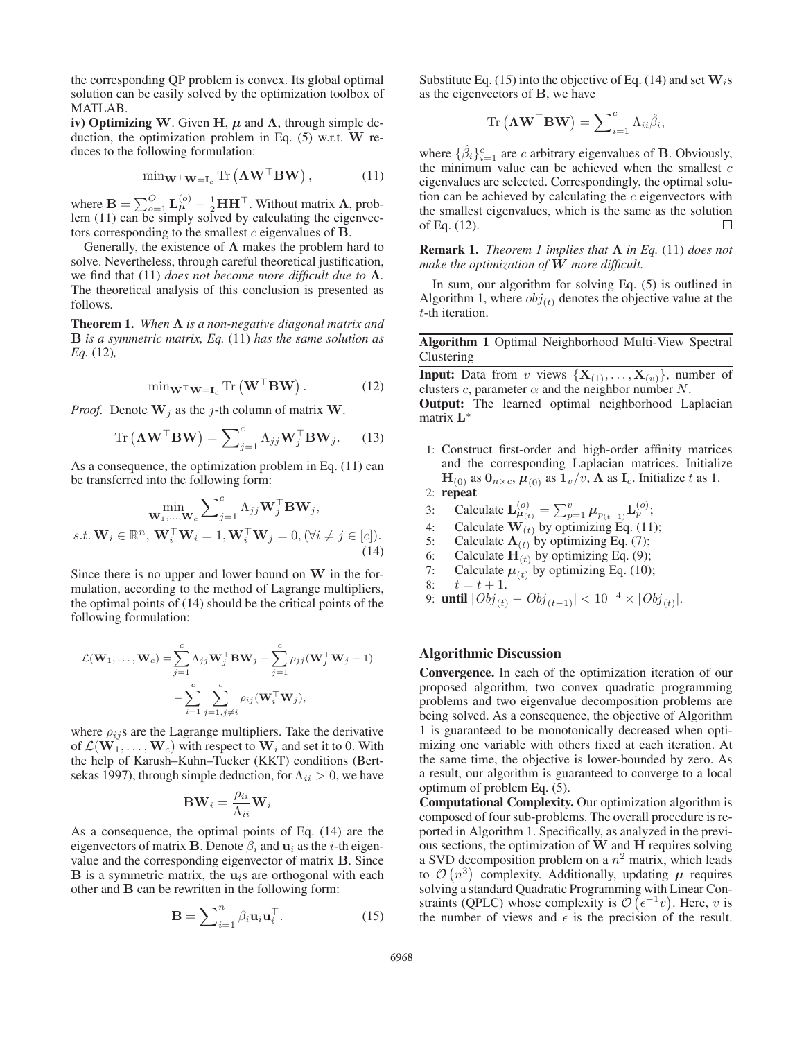the corresponding QP problem is convex. Its global optimal solution can be easily solved by the optimization toolbox of MATLAB.

**iv) Optimizing W**. Given $\mathbf{H}$, $\boldsymbol{\mu}$ and $\boldsymbol{\Lambda}$, through simple deduction, the optimization problem in Eq. (5) w.r.t. $\mathbf{W}$ reduces to the following formulation:

$$\min_{\mathbf{W}^\top \mathbf{W}=\mathbf{I}_c} \mathrm{Tr}\left(\boldsymbol{\Lambda}\mathbf{W}^\top \mathbf{B}\mathbf{W}\right), \tag{11}$$

where $\mathbf{B} = \sum_{o=1}^{O} \mathbf{L}_{\boldsymbol{\mu}}^{(o)} - \frac{1}{2}\mathbf{H}\mathbf{H}^\top$. Without matrix $\boldsymbol{\Lambda}$, problem (11) can be simply solved by calculating the eigenvectors corresponding to the smallest $c$ eigenvalues of $\mathbf{B}$.

Generally, the existence of $\boldsymbol{\Lambda}$ makes the problem hard to solve. Nevertheless, through careful theoretical justification, we find that (11) *does not become more difficult due to* $\boldsymbol{\Lambda}$. The theoretical analysis of this conclusion is presented as follows.

**Theorem 1.** *When $\boldsymbol{\Lambda}$ is a non-negative diagonal matrix and $\mathbf{B}$ is a symmetric matrix, Eq.* (11) *has the same solution as Eq.* (12)*,*

$$\min_{\mathbf{W}^\top \mathbf{W}=\mathbf{I}_c} \mathrm{Tr}\left(\mathbf{W}^\top \mathbf{B}\mathbf{W}\right). \tag{12}$$

*Proof.* Denote $\mathbf{W}_j$ as the $j$-th column of matrix $\mathbf{W}$.

$$\mathrm{Tr}\left(\boldsymbol{\Lambda}\mathbf{W}^\top \mathbf{B}\mathbf{W}\right) = \sum_{j=1}^{c} \Lambda_{jj}\mathbf{W}_j^\top \mathbf{B}\mathbf{W}_j. \tag{13}$$

As a consequence, the optimization problem in Eq. (11) can be transferred into the following form:

$$\min_{\mathbf{W}_1,\dots,\mathbf{W}_c} \sum_{j=1}^{c} \Lambda_{jj}\mathbf{W}_j^\top \mathbf{B}\mathbf{W}_j,$$
$$s.t.\ \mathbf{W}_i \in \mathbb{R}^n,\ \mathbf{W}_i^\top \mathbf{W}_i = 1,\ \mathbf{W}_i^\top \mathbf{W}_j = 0, (\forall i \neq j \in [c]). \tag{14}$$

Since there is no upper and lower bound on $\mathbf{W}$ in the formulation, according to the method of Lagrange multipliers, the optimal points of (14) should be the critical points of the following formulation:

$$\mathcal{L}(\mathbf{W}_1,\dots,\mathbf{W}_c) = \sum_{j=1}^{c} \Lambda_{jj}\mathbf{W}_j^\top \mathbf{B}\mathbf{W}_j - \sum_{j=1}^{c} \rho_{jj}(\mathbf{W}_j^\top \mathbf{W}_j - 1)$$
$$- \sum_{i=1}^{c}\sum_{j=1, j\neq i}^{c} \rho_{ij}(\mathbf{W}_i^\top \mathbf{W}_j),$$

where $\rho_{ij}$s are the Lagrange multipliers. Take the derivative of $\mathcal{L}(\mathbf{W}_1,\dots,\mathbf{W}_c)$ with respect to $\mathbf{W}_i$ and set it to 0. With the help of Karush–Kuhn–Tucker (KKT) conditions (Bertsekas 1997), through simple deduction, for $\Lambda_{ii} > 0$, we have

$$\mathbf{B}\mathbf{W}_i = \frac{\rho_{ii}}{\Lambda_{ii}}\mathbf{W}_i$$

As a consequence, the optimal points of Eq. (14) are the eigenvectors of matrix $\mathbf{B}$. Denote $\beta_i$ and $\mathbf{u}_i$ as the $i$-th eigenvalue and the corresponding eigenvector of matrix $\mathbf{B}$. Since $\mathbf{B}$ is a symmetric matrix, the $\mathbf{u}_i$s are orthogonal with each other and $\mathbf{B}$ can be rewritten in the following form:

$$\mathbf{B} = \sum_{i=1}^{n} \beta_i \mathbf{u}_i \mathbf{u}_i^\top. \tag{15}$$

Substitute Eq. (15) into the objective of Eq. (14) and set $\mathbf{W}_i$s as the eigenvectors of $\mathbf{B}$, we have

$$\mathrm{Tr}\left(\boldsymbol{\Lambda}\mathbf{W}^\top \mathbf{B}\mathbf{W}\right) = \sum_{i=1}^{c} \Lambda_{ii}\hat{\beta}_i,$$

where $\{\hat{\beta}_i\}_{i=1}^{c}$ are $c$ arbitrary eigenvalues of $\mathbf{B}$. Obviously, the minimum value can be achieved when the smallest $c$ eigenvalues are selected. Correspondingly, the optimal solution can be achieved by calculating the $c$ eigenvectors with the smallest eigenvalues, which is the same as the solution of Eq. (12). □

**Remark 1.** *Theorem 1 implies that $\boldsymbol{\Lambda}$ in Eq.* (11) *does not make the optimization of $\mathbf{W}$ more difficult.*

In sum, our algorithm for solving Eq. (5) is outlined in Algorithm 1, where $obj_{(t)}$ denotes the objective value at the $t$-th iteration.

**Algorithm 1** Optimal Neighborhood Multi-View Spectral Clustering

**Input:** Data from $v$ views $\{\mathbf{X}_{(1)},\dots,\mathbf{X}_{(v)}\}$, number of clusters $c$, parameter $\alpha$ and the neighbor number $N$.
**Output:** The learned optimal neighborhood Laplacian matrix $\mathbf{L}^*$

1: Construct first-order and high-order affinity matrices and the corresponding Laplacian matrices. Initialize $\mathbf{H}_{(0)}$ as $\mathbf{0}_{n\times c}$, $\boldsymbol{\mu}_{(0)}$ as $\mathbf{1}_v/v$, $\boldsymbol{\Lambda}$ as $\mathbf{I}_c$. Initialize $t$ as 1.
2: **repeat**
3: Calculate $\mathbf{L}_{\boldsymbol{\mu}_{(t)}}^{(o)} = \sum_{p=1}^{v} \boldsymbol{\mu}_{p_{(t-1)}}\mathbf{L}_p^{(o)}$;
4: Calculate $\mathbf{W}_{(t)}$ by optimizing Eq. (11);
5: Calculate $\boldsymbol{\Lambda}_{(t)}$ by optimizing Eq. (7);
6: Calculate $\mathbf{H}_{(t)}$ by optimizing Eq. (9);
7: Calculate $\boldsymbol{\mu}_{(t)}$ by optimizing Eq. (10);
8: $t = t + 1$.
9: **until** $|Obj_{(t)} - Obj_{(t-1)}| < 10^{-4} \times |Obj_{(t)}|$.

## Algorithmic Discussion

**Convergence.** In each of the optimization iteration of our proposed algorithm, two convex quadratic programming problems and two eigenvalue decomposition problems are being solved. As a consequence, the objective of Algorithm 1 is guaranteed to be monotonically decreased when optimizing one variable with others fixed at each iteration. At the same time, the objective is lower-bounded by zero. As a result, our algorithm is guaranteed to converge to a local optimum of problem Eq. (5).

**Computational Complexity.** Our optimization algorithm is composed of four sub-problems. The overall procedure is reported in Algorithm 1. Specifically, as analyzed in the previous sections, the optimization of $\mathbf{W}$ and $\mathbf{H}$ requires solving a SVD decomposition problem on a $n^2$ matrix, which leads to $\mathcal{O}\left(n^3\right)$ complexity. Additionally, updating $\boldsymbol{\mu}$ requires solving a standard Quadratic Programming with Linear Constraints (QPLC) whose complexity is $\mathcal{O}\left(\epsilon^{-1}v\right)$. Here, $v$ is the number of views and $\epsilon$ is the precision of the result.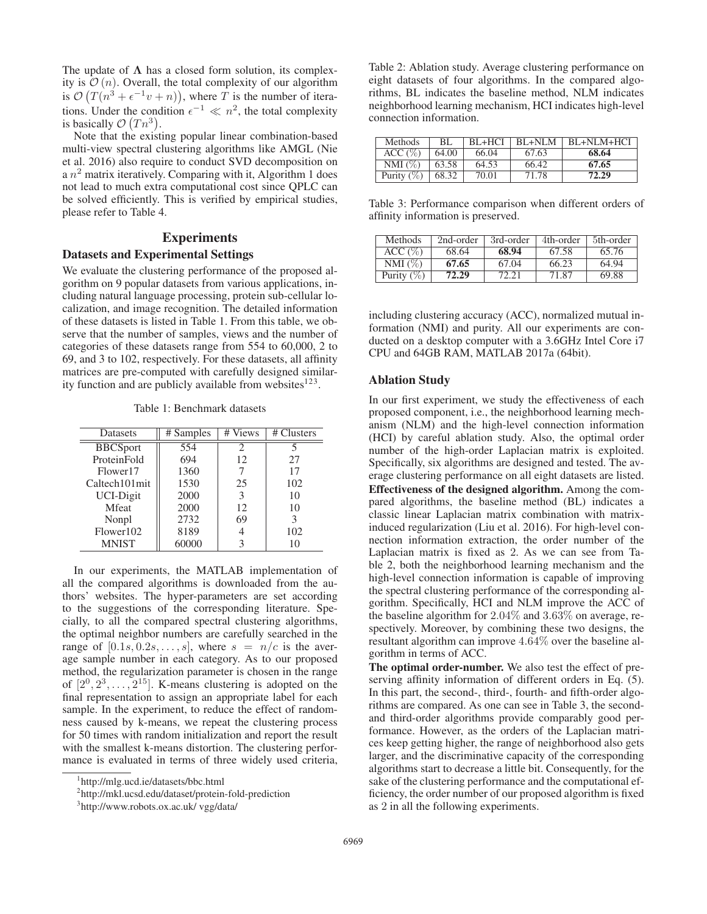The update of $\mathbf{\Lambda}$ has a closed form solution, its complexity is $\mathcal{O}(n)$. Overall, the total complexity of our algorithm is $\mathcal{O}\left(T(n^3 + \epsilon^{-1}v + n)\right)$, where $T$ is the number of iterations. Under the condition $\epsilon^{-1} \ll n^2$, the total complexity is basically $\mathcal{O}\left(Tn^3\right)$.

Note that the existing popular linear combination-based multi-view spectral clustering algorithms like AMGL (Nie et al. 2016) also require to conduct SVD decomposition on a $n^2$ matrix iteratively. Comparing with it, Algorithm 1 does not lead to much extra computational cost since QPLC can be solved efficiently. This is verified by empirical studies, please refer to Table 4.

## Experiments

### Datasets and Experimental Settings

We evaluate the clustering performance of the proposed algorithm on 9 popular datasets from various applications, including natural language processing, protein sub-cellular localization, and image recognition. The detailed information of these datasets is listed in Table 1. From this table, we observe that the number of samples, views and the number of categories of these datasets range from 554 to 60,000, 2 to 69, and 3 to 102, respectively. For these datasets, all affinity matrices are pre-computed with carefully designed similarity function and are publicly available from websites[1][2][3].

Table 1: Benchmark datasets

| Datasets | # Samples | # Views | # Clusters |
|---|---|---|---|
| BBCSport | 554 | 2 | 5 |
| ProteinFold | 694 | 12 | 27 |
| Flower17 | 1360 | 7 | 17 |
| Caltech101mit | 1530 | 25 | 102 |
| UCI-Digit | 2000 | 3 | 10 |
| Mfeat | 2000 | 12 | 10 |
| Nonpl | 2732 | 69 | 3 |
| Flower102 | 8189 | 4 | 102 |
| MNIST | 60000 | 3 | 10 |

In our experiments, the MATLAB implementation of all the compared algorithms is downloaded from the authors' websites. The hyper-parameters are set according to the suggestions of the corresponding literature. Specially, to all the compared spectral clustering algorithms, the optimal neighbor numbers are carefully searched in the range of $[0.1s, 0.2s, \ldots, s]$, where $s = n/c$ is the average sample number in each category. As to our proposed method, the regularization parameter is chosen in the range of $[2^0, 2^3, \ldots, 2^{15}]$. K-means clustering is adopted on the final representation to assign an appropriate label for each sample. In the experiment, to reduce the effect of randomness caused by k-means, we repeat the clustering process for 50 times with random initialization and report the result with the smallest k-means distortion. The clustering performance is evaluated in terms of three widely used criteria, including clustering accuracy (ACC), normalized mutual information (NMI) and purity. All our experiments are conducted on a desktop computer with a 3.6GHz Intel Core i7 CPU and 64GB RAM, MATLAB 2017a (64bit).

[1] http://mlg.ucd.ie/datasets/bbc.html

[2] http://mkl.ucsd.edu/dataset/protein-fold-prediction

[3] http://www.robots.ox.ac.uk/ vgg/data/

Table 2: Ablation study. Average clustering performance on eight datasets of four algorithms. In the compared algorithms, BL indicates the baseline method, NLM indicates neighborhood learning mechanism, HCI indicates high-level connection information.

| Methods | BL | BL+HCI | BL+NLM | BL+NLM+HCI |
|---|---|---|---|---|
| ACC (%) | 64.00 | 66.04 | 67.63 | **68.64** |
| NMI (%) | 63.58 | 64.53 | 66.42 | **67.65** |
| Purity (%) | 68.32 | 70.01 | 71.78 | **72.29** |

Table 3: Performance comparison when different orders of affinity information is preserved.

| Methods | 2nd-order | 3rd-order | 4th-order | 5th-order |
|---|---|---|---|---|
| ACC (%) | 68.64 | **68.94** | 67.58 | 65.76 |
| NMI (%) | **67.65** | 67.04 | 66.23 | 64.94 |
| Purity (%) | **72.29** | 72.21 | 71.87 | 69.88 |

### Ablation Study

In our first experiment, we study the effectiveness of each proposed component, i.e., the neighborhood learning mechanism (NLM) and the high-level connection information (HCI) by careful ablation study. Also, the optimal order number of the high-order Laplacian matrix is exploited. Specifically, six algorithms are designed and tested. The average clustering performance on all eight datasets are listed.

**Effectiveness of the designed algorithm.** Among the compared algorithms, the baseline method (BL) indicates a classic linear Laplacian matrix combination with matrix-induced regularization (Liu et al. 2016). For high-level connection information extraction, the order number of the Laplacian matrix is fixed as 2. As we can see from Table 2, both the neighborhood learning mechanism and the high-level connection information is capable of improving the spectral clustering performance of the corresponding algorithm. Specifically, HCI and NLM improve the ACC of the baseline algorithm for $2.04\%$ and $3.63\%$ on average, respectively. Moreover, by combining these two designs, the resultant algorithm can improve $4.64\%$ over the baseline algorithm in terms of ACC.

**The optimal order-number.** We also test the effect of preserving affinity information of different orders in Eq. (5). In this part, the second-, third-, fourth- and fifth-order algorithms are compared. As one can see in Table 3, the second- and third-order algorithms provide comparably good performance. However, as the orders of the Laplacian matrices keep getting higher, the range of neighborhood also gets larger, and the discriminative capacity of the corresponding algorithms start to decrease a little bit. Consequently, for the sake of the clustering performance and the computational efficiency, the order number of our proposed algorithm is fixed as 2 in all the following experiments.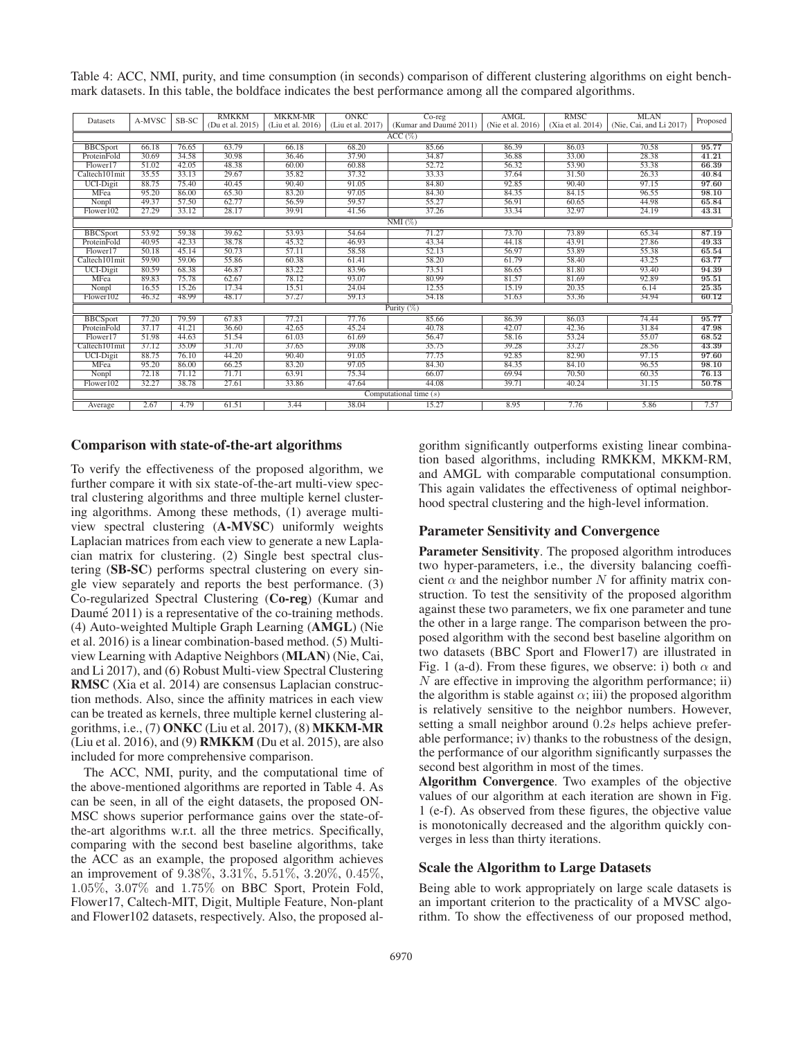Table 4: ACC, NMI, purity, and time consumption (in seconds) comparison of different clustering algorithms on eight benchmark datasets. In this table, the boldface indicates the best performance among all the compared algorithms.

| Datasets | A-MVSC | SB-SC | RMKKM (Du et al. 2015) | MKKM-MR (Liu et al. 2016) | ONKC (Liu et al. 2017) | Co-reg (Kumar and Daumé 2011) | AMGL (Nie et al. 2016) | RMSC (Xia et al. 2014) | MLAN (Nie, Cai, and Li 2017) | Proposed |
|---|---|---|---|---|---|---|---|---|---|---|
| ACC (%) | | | | | | | | | | |
| BBCSport | 66.18 | 76.65 | 63.79 | 66.18 | 68.20 | 85.66 | 86.39 | 86.03 | 70.58 | **95.77** |
| ProteinFold | 30.69 | 34.58 | 30.98 | 36.46 | 37.90 | 34.87 | 36.88 | 33.00 | 28.38 | **41.21** |
| Flower17 | 51.02 | 42.05 | 48.38 | 60.00 | 60.88 | 52.72 | 56.32 | 53.90 | 53.38 | **66.39** |
| Caltech101mit | 35.55 | 33.13 | 29.67 | 35.82 | 37.32 | 33.33 | 37.64 | 31.50 | 26.33 | **40.84** |
| UCI-Digit | 88.75 | 75.40 | 40.45 | 90.40 | 91.05 | 84.80 | 92.85 | 90.40 | 97.15 | **97.60** |
| MFea | 95.20 | 86.00 | 65.30 | 83.20 | 97.05 | 84.30 | 84.35 | 84.15 | 96.55 | **98.10** |
| Nonpl | 49.37 | 57.50 | 62.77 | 56.59 | 59.57 | 55.27 | 56.91 | 60.65 | 44.98 | **65.84** |
| Flower102 | 27.29 | 33.12 | 28.17 | 39.91 | 41.56 | 37.26 | 33.34 | 32.97 | 24.19 | **43.31** |
| NMI (%) | | | | | | | | | | |
| BBCSport | 53.92 | 59.38 | 39.62 | 53.93 | 54.64 | 71.27 | 73.70 | 73.89 | 65.34 | **87.19** |
| ProteinFold | 40.95 | 42.33 | 38.78 | 45.32 | 46.93 | 43.34 | 44.18 | 43.91 | 27.86 | **49.33** |
| Flower17 | 50.18 | 45.14 | 50.73 | 57.11 | 58.58 | 52.13 | 56.97 | 53.89 | 55.38 | **65.54** |
| Caltech101mit | 59.90 | 59.06 | 55.86 | 60.38 | 61.41 | 58.20 | 61.79 | 58.40 | 43.25 | **63.77** |
| UCI-Digit | 80.59 | 68.38 | 46.87 | 83.22 | 83.96 | 73.51 | 86.65 | 81.80 | 93.40 | **94.39** |
| MFea | 89.83 | 75.78 | 62.67 | 78.12 | 93.07 | 80.99 | 81.57 | 81.69 | 92.89 | **95.51** |
| Nonpl | 16.55 | 15.26 | 17.34 | 15.51 | 24.04 | 12.55 | 15.19 | 20.35 | 6.14 | **25.35** |
| Flower102 | 46.32 | 48.99 | 48.17 | 57.27 | 59.13 | 54.18 | 51.63 | 53.36 | 34.94 | **60.12** |
| Purity (%) | | | | | | | | | | |
| BBCSport | 77.20 | 79.59 | 67.83 | 77.21 | 77.76 | 85.66 | 86.39 | 86.03 | 74.44 | **95.77** |
| ProteinFold | 37.17 | 41.21 | 36.60 | 42.65 | 45.24 | 40.78 | 42.07 | 42.36 | 31.84 | **47.98** |
| Flower17 | 51.98 | 44.63 | 51.54 | 61.03 | 61.69 | 56.47 | 58.16 | 53.24 | 55.07 | **68.52** |
| Caltech101mit | 37.12 | 35.09 | 31.70 | 37.65 | 39.08 | 35.75 | 39.28 | 33.27 | 28.56 | **43.39** |
| UCI-Digit | 88.75 | 76.10 | 44.20 | 90.40 | 91.05 | 77.75 | 92.85 | 82.90 | 97.15 | **97.60** |
| MFea | 95.20 | 86.00 | 66.25 | 83.20 | 97.05 | 84.30 | 84.35 | 84.10 | 96.55 | **98.10** |
| Nonpl | 72.18 | 71.12 | 71.71 | 63.91 | 75.34 | 66.07 | 69.94 | 70.50 | 60.35 | **76.13** |
| Flower102 | 32.27 | 38.78 | 27.61 | 33.86 | 47.64 | 44.08 | 39.71 | 40.24 | 31.15 | **50.78** |
| Computational time ($s$) | | | | | | | | | | |
| Average | 2.67 | 4.79 | 61.51 | 3.44 | 38.04 | 15.27 | 8.95 | 7.76 | 5.86 | 7.57 |

## Comparison with state-of-the-art algorithms

To verify the effectiveness of the proposed algorithm, we further compare it with six state-of-the-art multi-view spectral clustering algorithms and three multiple kernel clustering algorithms. Among these methods, (1) average multi-view spectral clustering (**A-MVSC**) uniformly weights Laplacian matrices from each view to generate a new Laplacian matrix for clustering. (2) Single best spectral clustering (**SB-SC**) performs spectral clustering on every single view separately and reports the best performance. (3) Co-regularized Spectral Clustering (**Co-reg**) (Kumar and Daumé 2011) is a representative of the co-training methods. (4) Auto-weighted Multiple Graph Learning (**AMGL**) (Nie et al. 2016) is a linear combination-based method. (5) Multi-view Learning with Adaptive Neighbors (**MLAN**) (Nie, Cai, and Li 2017), and (6) Robust Multi-view Spectral Clustering **RMSC** (Xia et al. 2014) are consensus Laplacian construction methods. Also, since the affinity matrices in each view can be treated as kernels, three multiple kernel clustering algorithms, i.e., (7) **ONKC** (Liu et al. 2017), (8) **MKKM-MR** (Liu et al. 2016), and (9) **RMKKM** (Du et al. 2015), are also included for more comprehensive comparison.

The ACC, NMI, purity, and the computational time of the above-mentioned algorithms are reported in Table 4. As can be seen, in all of the eight datasets, the proposed ONMSC shows superior performance gains over the state-of-the-art algorithms w.r.t. all the three metrics. Specifically, comparing with the second best baseline algorithms, take the ACC as an example, the proposed algorithm achieves an improvement of $9.38\%$, $3.31\%$, $5.51\%$, $3.20\%$, $0.45\%$, $1.05\%$, $3.07\%$ and $1.75\%$ on BBC Sport, Protein Fold, Flower17, Caltech-MIT, Digit, Multiple Feature, Non-plant and Flower102 datasets, respectively. Also, the proposed algorithm significantly outperforms existing linear combination based algorithms, including RMKKM, MKKM-RM, and AMGL with comparable computational consumption. This again validates the effectiveness of optimal neighborhood spectral clustering and the high-level information.

## Parameter Sensitivity and Convergence

**Parameter Sensitivity**. The proposed algorithm introduces two hyper-parameters, i.e., the diversity balancing coefficient $\alpha$ and the neighbor number $N$ for affinity matrix construction. To test the sensitivity of the proposed algorithm against these two parameters, we fix one parameter and tune the other in a large range. The comparison between the proposed algorithm with the second best baseline algorithm on two datasets (BBC Sport and Flower17) are illustrated in Fig. 1 (a-d). From these figures, we observe: i) both $\alpha$ and $N$ are effective in improving the algorithm performance; ii) the algorithm is stable against $\alpha$; iii) the proposed algorithm is relatively sensitive to the neighbor numbers. However, setting a small neighbor around $0.2s$ helps achieve preferable performance; iv) thanks to the robustness of the design, the performance of our algorithm significantly surpasses the second best algorithm in most of the times.

**Algorithm Convergence**. Two examples of the objective values of our algorithm at each iteration are shown in Fig. 1 (e-f). As observed from these figures, the objective value is monotonically decreased and the algorithm quickly converges in less than thirty iterations.

## Scale the Algorithm to Large Datasets

Being able to work appropriately on large scale datasets is an important criterion to the practicality of a MVSC algorithm. To show the effectiveness of our proposed method,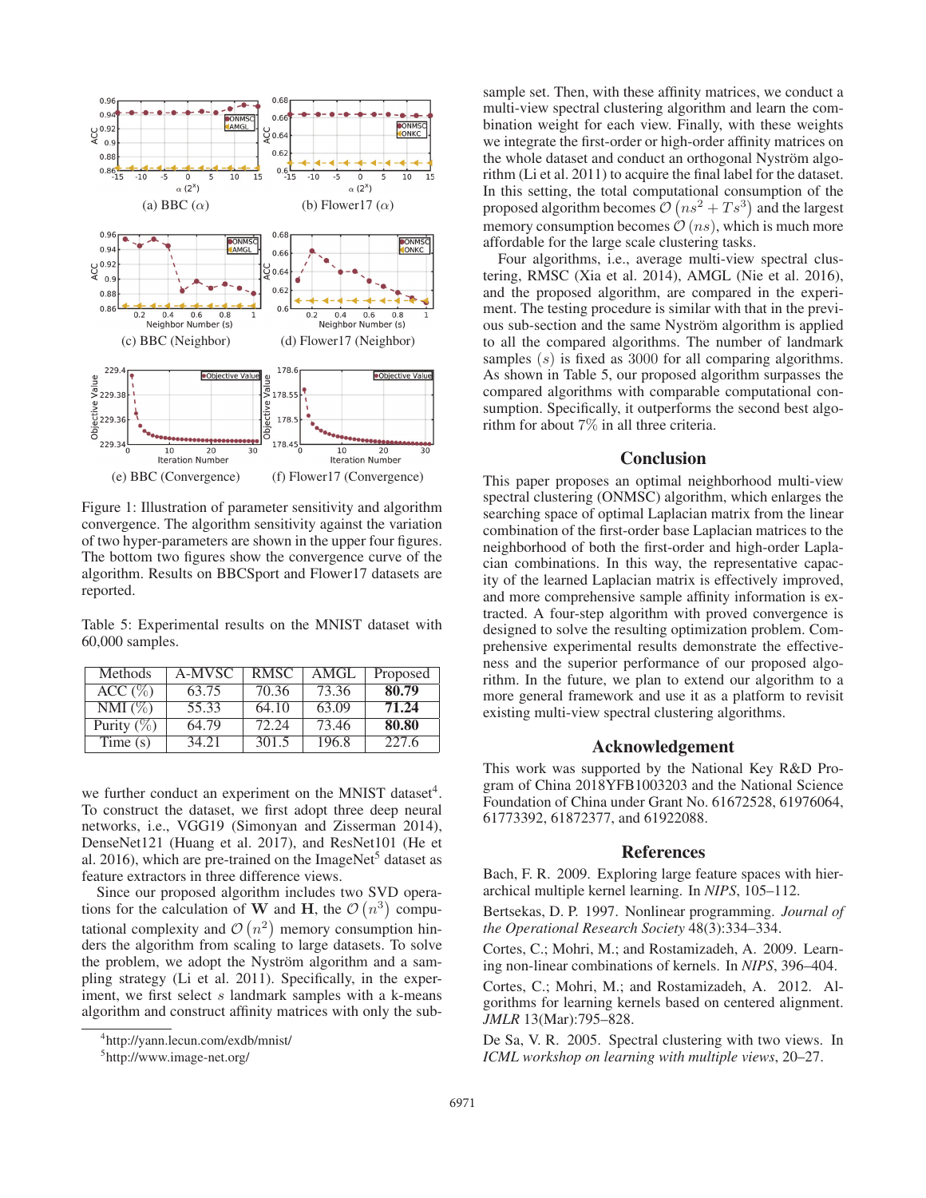(a) BBC ($\alpha$)

(b) Flower17 ($\alpha$)

(c) BBC (Neighbor)

(d) Flower17 (Neighbor)

(e) BBC (Convergence)

(f) Flower17 (Convergence)

Figure 1: Illustration of parameter sensitivity and algorithm convergence. The algorithm sensitivity against the variation of two hyper-parameters are shown in the upper four figures. The bottom two figures show the convergence curve of the algorithm. Results on BBCSport and Flower17 datasets are reported.

Table 5: Experimental results on the MNIST dataset with 60,000 samples.

| Methods | A-MVSC | RMSC | AMGL | Proposed |
|---|---|---|---|---|
| ACC (%) | 63.75 | 70.36 | 73.36 | **80.79** |
| NMI (%) | 55.33 | 64.10 | 63.09 | **71.24** |
| Purity (%) | 64.79 | 72.24 | 73.46 | **80.80** |
| Time (s) | 34.21 | 301.5 | 196.8 | 227.6 |

we further conduct an experiment on the MNIST dataset[4]. To construct the dataset, we first adopt three deep neural networks, i.e., VGG19 (Simonyan and Zisserman 2014), DenseNet121 (Huang et al. 2017), and ResNet101 (He et al. 2016), which are pre-trained on the ImageNet[5] dataset as feature extractors in three difference views.

Since our proposed algorithm includes two SVD operations for the calculation of $\mathbf{W}$ and $\mathbf{H}$, the $\mathcal{O}\left(n^3\right)$ computational complexity and $\mathcal{O}\left(n^2\right)$ memory consumption hinders the algorithm from scaling to large datasets. To solve the problem, we adopt the Nyström algorithm and a sampling strategy (Li et al. 2011). Specifically, in the experiment, we first select $s$ landmark samples with a k-means algorithm and construct affinity matrices with only the sub-sample set. Then, with these affinity matrices, we conduct a multi-view spectral clustering algorithm and learn the combination weight for each view. Finally, with these weights we integrate the first-order or high-order affinity matrices on the whole dataset and conduct an orthogonal Nyström algorithm (Li et al. 2011) to acquire the final label for the dataset. In this setting, the total computational consumption of the proposed algorithm becomes $\mathcal{O}\left(ns^2 + Ts^3\right)$ and the largest memory consumption becomes $\mathcal{O}\left(ns\right)$, which is much more affordable for the large scale clustering tasks.

Four algorithms, i.e., average multi-view spectral clustering, RMSC (Xia et al. 2014), AMGL (Nie et al. 2016), and the proposed algorithm, are compared in the experiment. The testing procedure is similar with that in the previous sub-section and the same Nyström algorithm is applied to all the compared algorithms. The number of landmark samples $(s)$ is fixed as 3000 for all comparing algorithms. As shown in Table 5, our proposed algorithm surpasses the compared algorithms with comparable computational consumption. Specifically, it outperforms the second best algorithm for about 7% in all three criteria.

## Conclusion

This paper proposes an optimal neighborhood multi-view spectral clustering (ONMSC) algorithm, which enlarges the searching space of optimal Laplacian matrix from the linear combination of the first-order base Laplacian matrices to the neighborhood of both the first-order and high-order Laplacian combinations. In this way, the representative capacity of the learned Laplacian matrix is effectively improved, and more comprehensive sample affinity information is extracted. A four-step algorithm with proved convergence is designed to solve the resulting optimization problem. Comprehensive experimental results demonstrate the effectiveness and the superior performance of our proposed algorithm. In the future, we plan to extend our algorithm to a more general framework and use it as a platform to revisit existing multi-view spectral clustering algorithms.

## Acknowledgement

This work was supported by the National Key R&D Program of China 2018YFB1003203 and the National Science Foundation of China under Grant No. 61672528, 61976064, 61773392, 61872377, and 61922088.

## References

Bach, F. R. 2009. Exploring large feature spaces with hierarchical multiple kernel learning. In *NIPS*, 105–112.

Bertsekas, D. P. 1997. Nonlinear programming. *Journal of the Operational Research Society* 48(3):334–334.

Cortes, C.; Mohri, M.; and Rostamizadeh, A. 2009. Learning non-linear combinations of kernels. In *NIPS*, 396–404.

Cortes, C.; Mohri, M.; and Rostamizadeh, A. 2012. Algorithms for learning kernels based on centered alignment. *JMLR* 13(Mar):795–828.

De Sa, V. R. 2005. Spectral clustering with two views. In *ICML workshop on learning with multiple views*, 20–27.

[4] http://yann.lecun.com/exdb/mnist/

[5] http://www.image-net.org/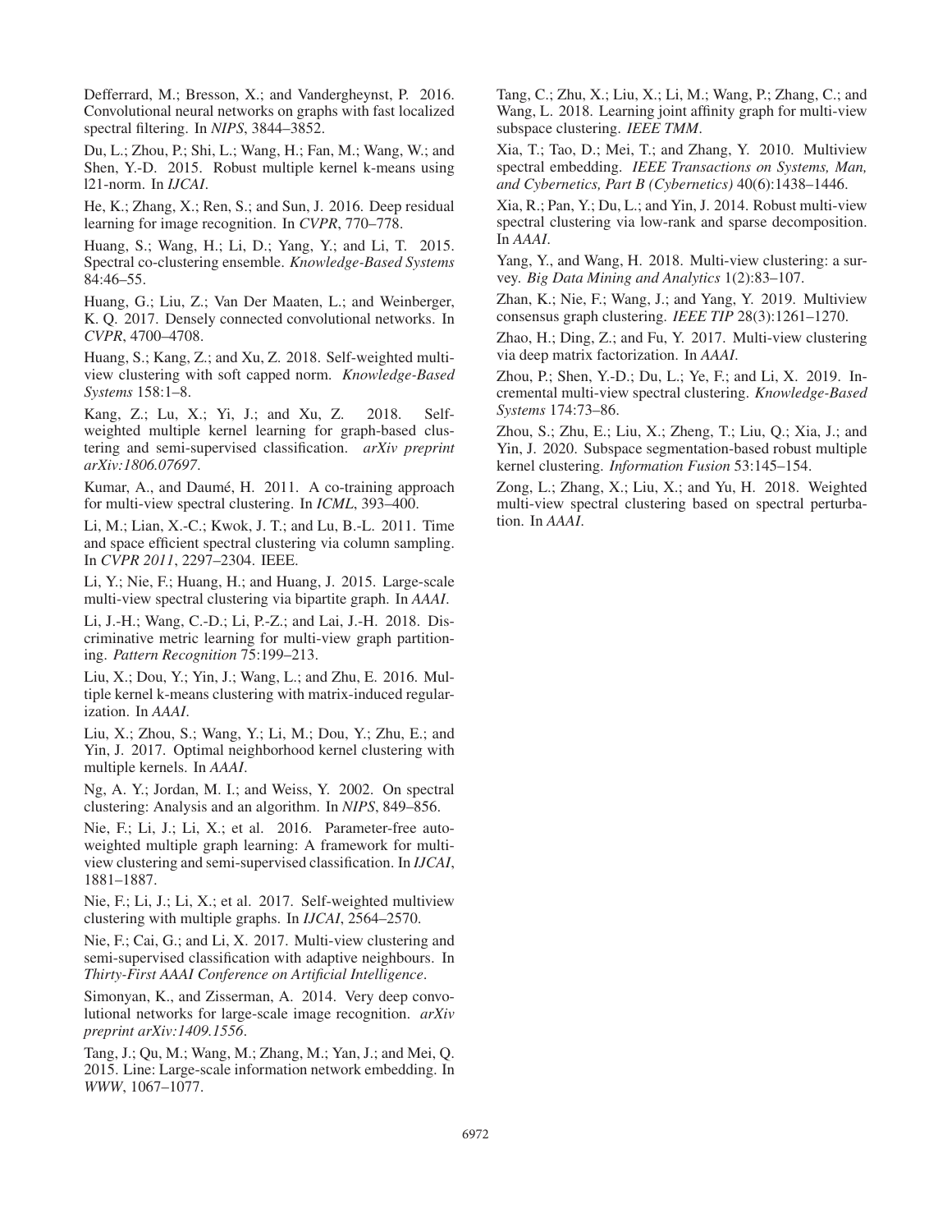Defferrard, M.; Bresson, X.; and Vandergheynst, P. 2016. Convolutional neural networks on graphs with fast localized spectral filtering. In *NIPS*, 3844–3852.

Du, L.; Zhou, P.; Shi, L.; Wang, H.; Fan, M.; Wang, W.; and Shen, Y.-D. 2015. Robust multiple kernel k-means using l21-norm. In *IJCAI*.

He, K.; Zhang, X.; Ren, S.; and Sun, J. 2016. Deep residual learning for image recognition. In *CVPR*, 770–778.

Huang, S.; Wang, H.; Li, D.; Yang, Y.; and Li, T. 2015. Spectral co-clustering ensemble. *Knowledge-Based Systems* 84:46–55.

Huang, G.; Liu, Z.; Van Der Maaten, L.; and Weinberger, K. Q. 2017. Densely connected convolutional networks. In *CVPR*, 4700–4708.

Huang, S.; Kang, Z.; and Xu, Z. 2018. Self-weighted multi-view clustering with soft capped norm. *Knowledge-Based Systems* 158:1–8.

Kang, Z.; Lu, X.; Yi, J.; and Xu, Z. 2018. Self-weighted multiple kernel learning for graph-based clustering and semi-supervised classification. *arXiv preprint arXiv:1806.07697*.

Kumar, A., and Daumé, H. 2011. A co-training approach for multi-view spectral clustering. In *ICML*, 393–400.

Li, M.; Lian, X.-C.; Kwok, J. T.; and Lu, B.-L. 2011. Time and space efficient spectral clustering via column sampling. In *CVPR 2011*, 2297–2304. IEEE.

Li, Y.; Nie, F.; Huang, H.; and Huang, J. 2015. Large-scale multi-view spectral clustering via bipartite graph. In *AAAI*.

Li, J.-H.; Wang, C.-D.; Li, P.-Z.; and Lai, J.-H. 2018. Discriminative metric learning for multi-view graph partitioning. *Pattern Recognition* 75:199–213.

Liu, X.; Dou, Y.; Yin, J.; Wang, L.; and Zhu, E. 2016. Multiple kernel k-means clustering with matrix-induced regularization. In *AAAI*.

Liu, X.; Zhou, S.; Wang, Y.; Li, M.; Dou, Y.; Zhu, E.; and Yin, J. 2017. Optimal neighborhood kernel clustering with multiple kernels. In *AAAI*.

Ng, A. Y.; Jordan, M. I.; and Weiss, Y. 2002. On spectral clustering: Analysis and an algorithm. In *NIPS*, 849–856.

Nie, F.; Li, J.; Li, X.; et al. 2016. Parameter-free auto-weighted multiple graph learning: A framework for multiview clustering and semi-supervised classification. In *IJCAI*, 1881–1887.

Nie, F.; Li, J.; Li, X.; et al. 2017. Self-weighted multiview clustering with multiple graphs. In *IJCAI*, 2564–2570.

Nie, F.; Cai, G.; and Li, X. 2017. Multi-view clustering and semi-supervised classification with adaptive neighbours. In *Thirty-First AAAI Conference on Artificial Intelligence*.

Simonyan, K., and Zisserman, A. 2014. Very deep convolutional networks for large-scale image recognition. *arXiv preprint arXiv:1409.1556*.

Tang, J.; Qu, M.; Wang, M.; Zhang, M.; Yan, J.; and Mei, Q. 2015. Line: Large-scale information network embedding. In *WWW*, 1067–1077.

Tang, C.; Zhu, X.; Liu, X.; Li, M.; Wang, P.; Zhang, C.; and Wang, L. 2018. Learning joint affinity graph for multi-view subspace clustering. *IEEE TMM*.

Xia, T.; Tao, D.; Mei, T.; and Zhang, Y. 2010. Multiview spectral embedding. *IEEE Transactions on Systems, Man, and Cybernetics, Part B (Cybernetics)* 40(6):1438–1446.

Xia, R.; Pan, Y.; Du, L.; and Yin, J. 2014. Robust multi-view spectral clustering via low-rank and sparse decomposition. In *AAAI*.

Yang, Y., and Wang, H. 2018. Multi-view clustering: a survey. *Big Data Mining and Analytics* 1(2):83–107.

Zhan, K.; Nie, F.; Wang, J.; and Yang, Y. 2019. Multiview consensus graph clustering. *IEEE TIP* 28(3):1261–1270.

Zhao, H.; Ding, Z.; and Fu, Y. 2017. Multi-view clustering via deep matrix factorization. In *AAAI*.

Zhou, P.; Shen, Y.-D.; Du, L.; Ye, F.; and Li, X. 2019. Incremental multi-view spectral clustering. *Knowledge-Based Systems* 174:73–86.

Zhou, S.; Zhu, E.; Liu, X.; Zheng, T.; Liu, Q.; Xia, J.; and Yin, J. 2020. Subspace segmentation-based robust multiple kernel clustering. *Information Fusion* 53:145–154.

Zong, L.; Zhang, X.; Liu, X.; and Yu, H. 2018. Weighted multi-view spectral clustering based on spectral perturbation. In *AAAI*.